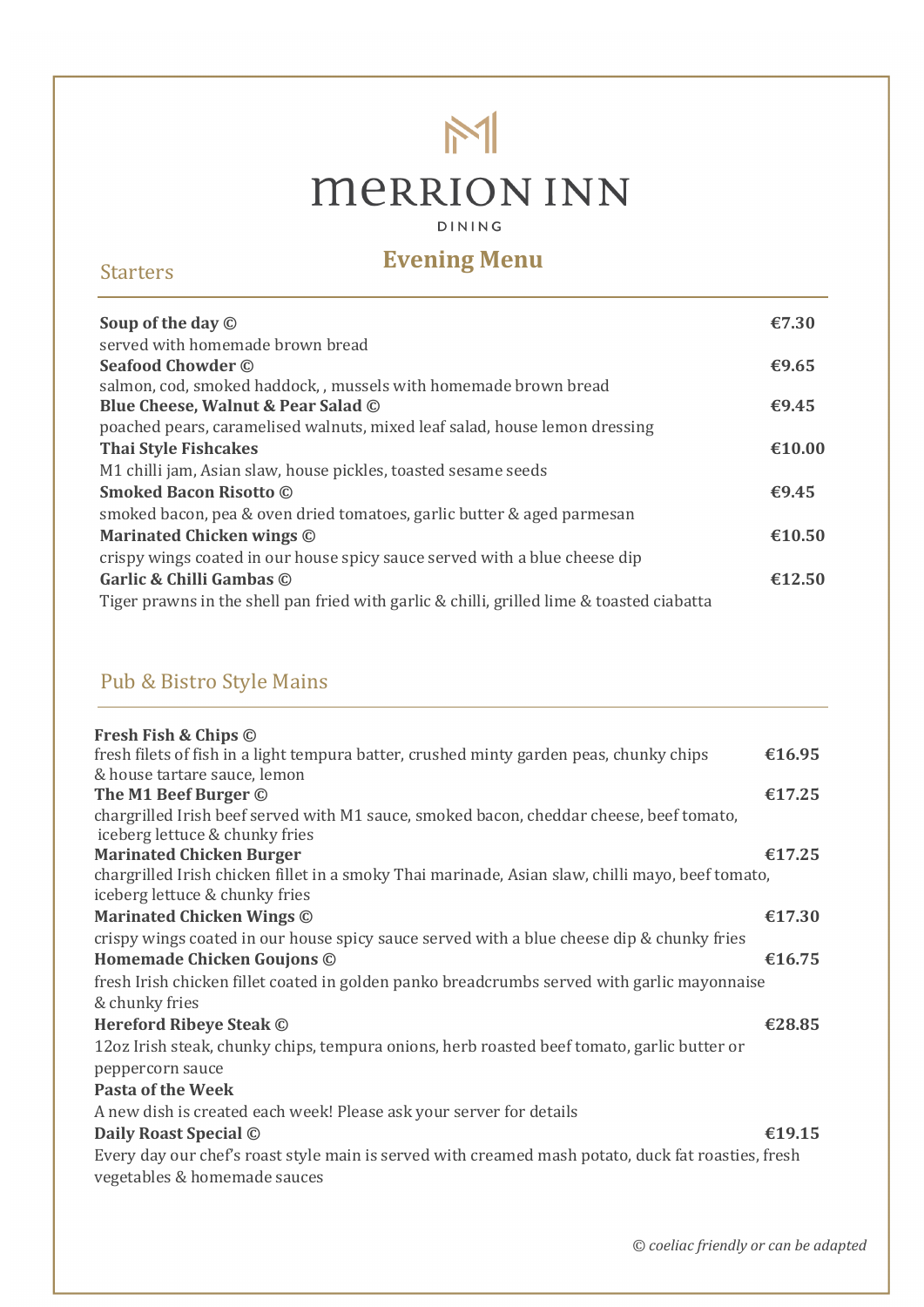# MERRION INN

DINING

## Evening Menu

### Starters

**Soup of the day ©** — **€7.30**
served with homemade brown bread

**Seafood Chowder ©** — **€9.65**
salmon, cod, smoked haddock, , mussels with homemade brown bread

**Blue Cheese, Walnut & Pear Salad ©** — **€9.45**
poached pears, caramelised walnuts, mixed leaf salad, house lemon dressing

**Thai Style Fishcakes** — **€10.00**
M1 chilli jam, Asian slaw, house pickles, toasted sesame seeds

**Smoked Bacon Risotto ©** — **€9.45**
smoked bacon, pea & oven dried tomatoes, garlic butter & aged parmesan

**Marinated Chicken wings ©** — **€10.50**
crispy wings coated in our house spicy sauce served with a blue cheese dip

**Garlic & Chilli Gambas ©** — **€12.50**
Tiger prawns in the shell pan fried with garlic & chilli, grilled lime & toasted ciabatta

### Pub & Bistro Style Mains

**Fresh Fish & Chips ©** — **€16.95**
fresh filets of fish in a light tempura batter, crushed minty garden peas, chunky chips & house tartare sauce, lemon

**The M1 Beef Burger ©** — **€17.25**
chargrilled Irish beef served with M1 sauce, smoked bacon, cheddar cheese, beef tomato, iceberg lettuce & chunky fries

**Marinated Chicken Burger** — **€17.25**
chargrilled Irish chicken fillet in a smoky Thai marinade, Asian slaw, chilli mayo, beef tomato, iceberg lettuce & chunky fries

**Marinated Chicken Wings ©** — **€17.30**
crispy wings coated in our house spicy sauce served with a blue cheese dip & chunky fries

**Homemade Chicken Goujons ©** — **€16.75**
fresh Irish chicken fillet coated in golden panko breadcrumbs served with garlic mayonnaise & chunky fries

**Hereford Ribeye Steak ©** — **€28.85**
12oz Irish steak, chunky chips, tempura onions, herb roasted beef tomato, garlic butter or peppercorn sauce

**Pasta of the Week**
A new dish is created each week! Please ask your server for details

**Daily Roast Special ©** — **€19.15**
Every day our chef's roast style main is served with creamed mash potato, duck fat roasties, fresh vegetables & homemade sauces

*© coeliac friendly or can be adapted*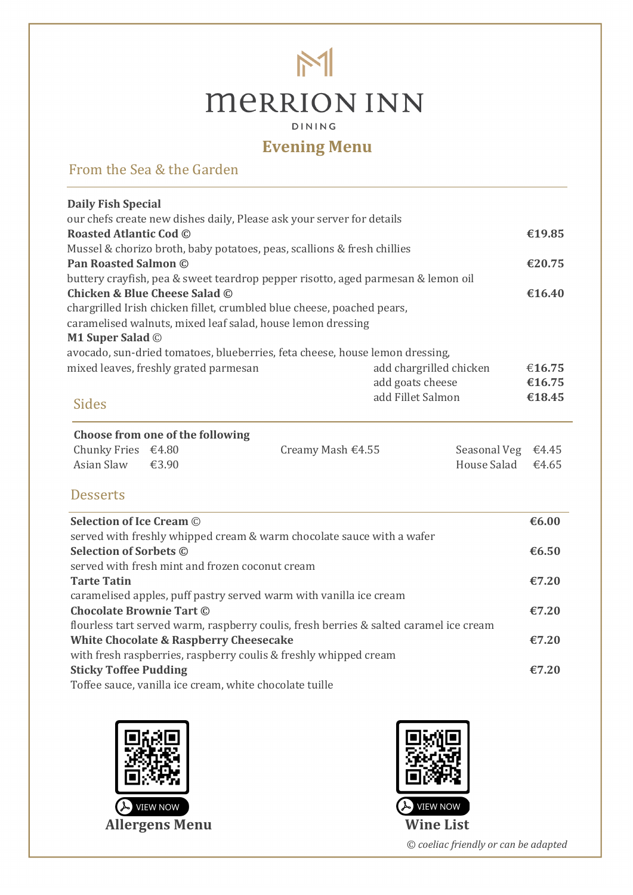# MERRION INN

DINING

## Evening Menu

### From the Sea & the Garden

**Daily Fish Special**
our chefs create new dishes daily, Please ask your server for details

**Roasted Atlantic Cod ©** — **€19.85**
Mussel & chorizo broth, baby potatoes, peas, scallions & fresh chillies

**Pan Roasted Salmon ©** — **€20.75**
buttery crayfish, pea & sweet teardrop pepper risotto, aged parmesan & lemon oil

**Chicken & Blue Cheese Salad ©** — **€16.40**
chargrilled Irish chicken fillet, crumbled blue cheese, poached pears, caramelised walnuts, mixed leaf salad, house lemon dressing

**M1 Super Salad ©**
avocado, sun-dried tomatoes, blueberries, feta cheese, house lemon dressing, mixed leaves, freshly grated parmesan

| | |
|---|---|
| add chargrilled chicken | **€16.75** |
| add goats cheese | **€16.75** |
| add Fillet Salmon | **€18.45** |

### Sides

**Choose from one of the following**

| | | | |
|---|---|---|---|
| Chunky Fries | €4.80 | Seasonal Veg | €4.45 |
| Asian Slaw | €3.90 | House Salad | €4.65 |
| Creamy Mash | €4.55 | | |

### Desserts

**Selection of Ice Cream ©** — **€6.00**
served with freshly whipped cream & warm chocolate sauce with a wafer

**Selection of Sorbets ©** — **€6.50**
served with fresh mint and frozen coconut cream

**Tarte Tatin** — **€7.20**
caramelised apples, puff pastry served warm with vanilla ice cream

**Chocolate Brownie Tart ©** — **€7.20**
flourless tart served warm, raspberry coulis, fresh berries & salted caramel ice cream

**White Chocolate & Raspberry Cheesecake** — **€7.20**
with fresh raspberries, raspberry coulis & freshly whipped cream

**Sticky Toffee Pudding** — **€7.20**
Toffee sauce, vanilla ice cream, white chocolate tuille

VIEW NOW
**Allergens Menu**

VIEW NOW
**Wine List**

*© coeliac friendly or can be adapted*